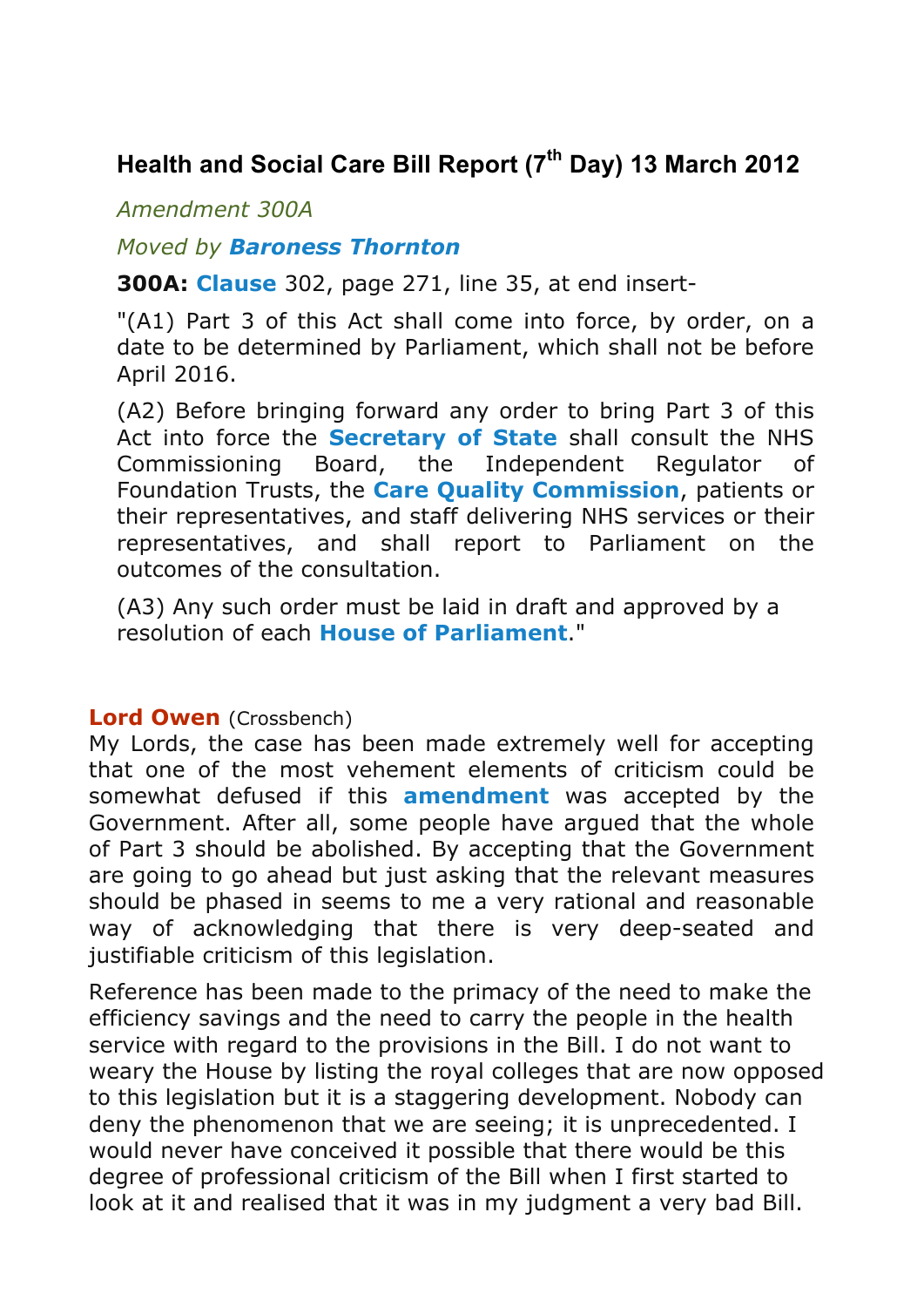## Health and Social Care Bill Report (7th Day) 13 March 2012

*Amendment 300A*

*Moved by* ***Baroness Thornton***

**300A: Clause** 302, page 271, line 35, at end insert-

"(A1) Part 3 of this Act shall come into force, by order, on a date to be determined by Parliament, which shall not be before April 2016.

(A2) Before bringing forward any order to bring Part 3 of this Act into force the **Secretary of State** shall consult the NHS Commissioning Board, the Independent Regulator of Foundation Trusts, the **Care Quality Commission**, patients or their representatives, and staff delivering NHS services or their representatives, and shall report to Parliament on the outcomes of the consultation.

(A3) Any such order must be laid in draft and approved by a resolution of each **House of Parliament**."

**Lord Owen** (Crossbench)
My Lords, the case has been made extremely well for accepting that one of the most vehement elements of criticism could be somewhat defused if this **amendment** was accepted by the Government. After all, some people have argued that the whole of Part 3 should be abolished. By accepting that the Government are going to go ahead but just asking that the relevant measures should be phased in seems to me a very rational and reasonable way of acknowledging that there is very deep-seated and justifiable criticism of this legislation.

Reference has been made to the primacy of the need to make the efficiency savings and the need to carry the people in the health service with regard to the provisions in the Bill. I do not want to weary the House by listing the royal colleges that are now opposed to this legislation but it is a staggering development. Nobody can deny the phenomenon that we are seeing; it is unprecedented. I would never have conceived it possible that there would be this degree of professional criticism of the Bill when I first started to look at it and realised that it was in my judgment a very bad Bill.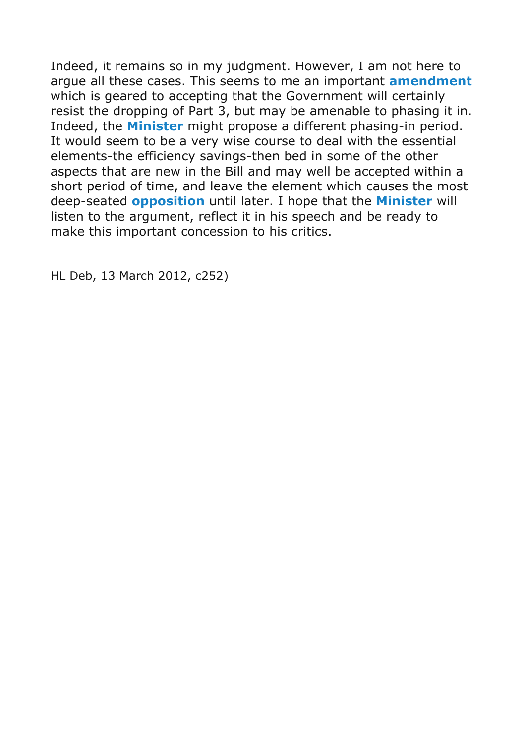Indeed, it remains so in my judgment. However, I am not here to argue all these cases. This seems to me an important **amendment** which is geared to accepting that the Government will certainly resist the dropping of Part 3, but may be amenable to phasing it in. Indeed, the **Minister** might propose a different phasing-in period. It would seem to be a very wise course to deal with the essential elements-the efficiency savings-then bed in some of the other aspects that are new in the Bill and may well be accepted within a short period of time, and leave the element which causes the most deep-seated **opposition** until later. I hope that the **Minister** will listen to the argument, reflect it in his speech and be ready to make this important concession to his critics.

HL Deb, 13 March 2012, c252)